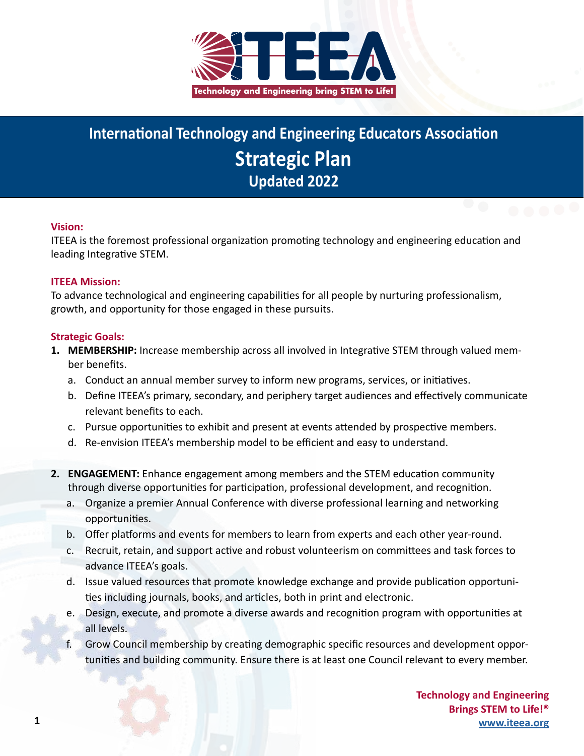ITEEA

Technology and Engineering bring STEM to Life!

# International Technology and Engineering Educators Association

## Strategic Plan

### Updated 2022

**Vision:**

ITEEA is the foremost professional organization promoting technology and engineering education and leading Integrative STEM.

**ITEEA Mission:**

To advance technological and engineering capabilities for all people by nurturing professionalism, growth, and opportunity for those engaged in these pursuits.

**Strategic Goals:**

1. **MEMBERSHIP:** Increase membership across all involved in Integrative STEM through valued member benefits.
   a. Conduct an annual member survey to inform new programs, services, or initiatives.
   b. Define ITEEA's primary, secondary, and periphery target audiences and effectively communicate relevant benefits to each.
   c. Pursue opportunities to exhibit and present at events attended by prospective members.
   d. Re-envision ITEEA's membership model to be efficient and easy to understand.

2. **ENGAGEMENT:** Enhance engagement among members and the STEM education community through diverse opportunities for participation, professional development, and recognition.
   a. Organize a premier Annual Conference with diverse professional learning and networking opportunities.
   b. Offer platforms and events for members to learn from experts and each other year-round.
   c. Recruit, retain, and support active and robust volunteerism on committees and task forces to advance ITEEA's goals.
   d. Issue valued resources that promote knowledge exchange and provide publication opportunities including journals, books, and articles, both in print and electronic.
   e. Design, execute, and promote a diverse awards and recognition program with opportunities at all levels.
   f. Grow Council membership by creating demographic specific resources and development opportunities and building community. Ensure there is at least one Council relevant to every member.

**Technology and Engineering Brings STEM to Life!®**
**www.iteea.org**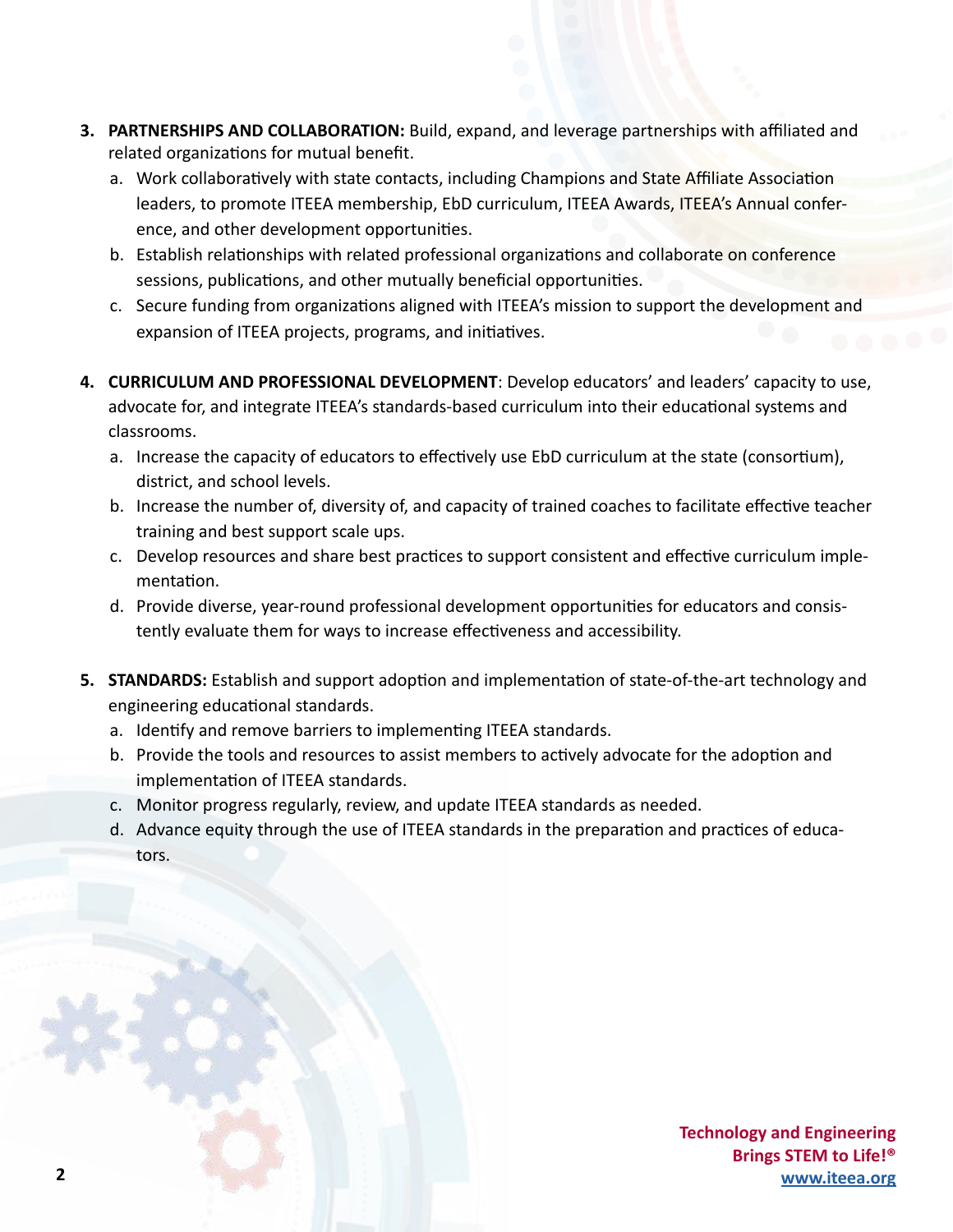3. **PARTNERSHIPS AND COLLABORATION:** Build, expand, and leverage partnerships with affiliated and related organizations for mutual benefit.
   a. Work collaboratively with state contacts, including Champions and State Affiliate Association leaders, to promote ITEEA membership, EbD curriculum, ITEEA Awards, ITEEA's Annual conference, and other development opportunities.
   b. Establish relationships with related professional organizations and collaborate on conference sessions, publications, and other mutually beneficial opportunities.
   c. Secure funding from organizations aligned with ITEEA's mission to support the development and expansion of ITEEA projects, programs, and initiatives.

4. **CURRICULUM AND PROFESSIONAL DEVELOPMENT**: Develop educators' and leaders' capacity to use, advocate for, and integrate ITEEA's standards-based curriculum into their educational systems and classrooms.
   a. Increase the capacity of educators to effectively use EbD curriculum at the state (consortium), district, and school levels.
   b. Increase the number of, diversity of, and capacity of trained coaches to facilitate effective teacher training and best support scale ups.
   c. Develop resources and share best practices to support consistent and effective curriculum implementation.
   d. Provide diverse, year-round professional development opportunities for educators and consistently evaluate them for ways to increase effectiveness and accessibility.

5. **STANDARDS:** Establish and support adoption and implementation of state-of-the-art technology and engineering educational standards.
   a. Identify and remove barriers to implementing ITEEA standards.
   b. Provide the tools and resources to assist members to actively advocate for the adoption and implementation of ITEEA standards.
   c. Monitor progress regularly, review, and update ITEEA standards as needed.
   d. Advance equity through the use of ITEEA standards in the preparation and practices of educators.

**Technology and Engineering Brings STEM to Life!®**
**www.iteea.org**